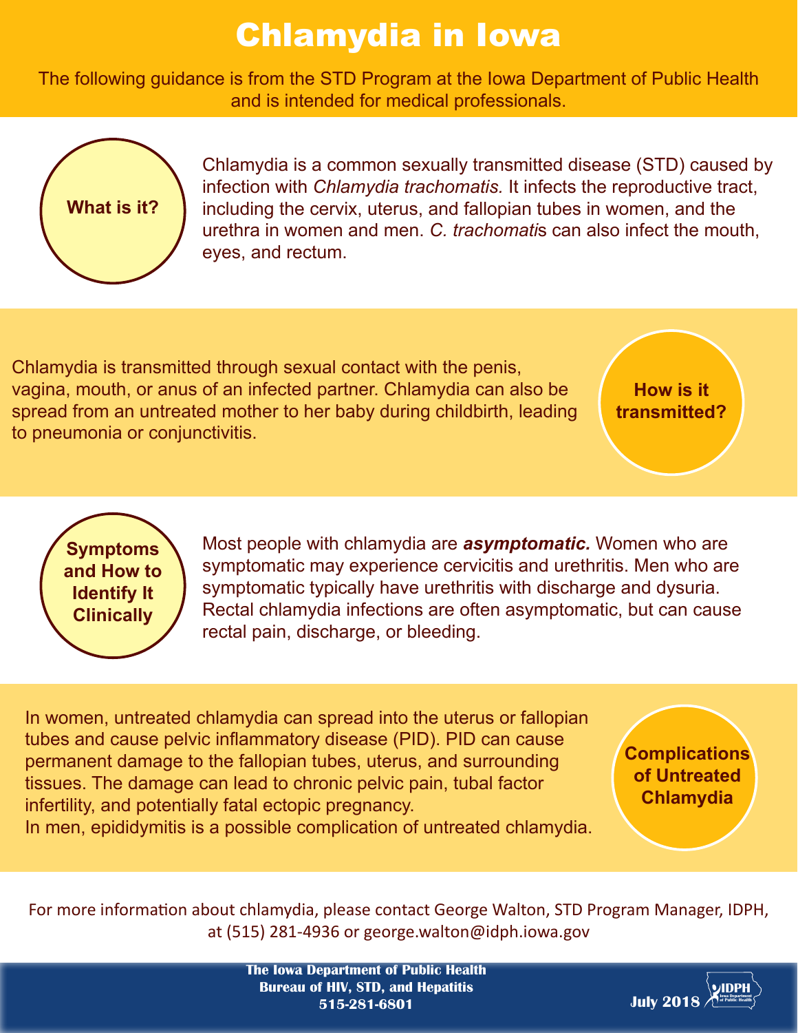# Chlamydia in Iowa

The following guidance is from the STD Program at the Iowa Department of Public Health and is intended for medical professionals.

## What is it?

Chlamydia is a common sexually transmitted disease (STD) caused by infection with *Chlamydia trachomatis.* It infects the reproductive tract, including the cervix, uterus, and fallopian tubes in women, and the urethra in women and men. *C. trachomatis* can also infect the mouth, eyes, and rectum.

## How is it transmitted?

Chlamydia is transmitted through sexual contact with the penis, vagina, mouth, or anus of an infected partner. Chlamydia can also be spread from an untreated mother to her baby during childbirth, leading to pneumonia or conjunctivitis.

## Symptoms and How to Identify It Clinically

Most people with chlamydia are ***asymptomatic.*** Women who are symptomatic may experience cervicitis and urethritis. Men who are symptomatic typically have urethritis with discharge and dysuria. Rectal chlamydia infections are often asymptomatic, but can cause rectal pain, discharge, or bleeding.

## Complications of Untreated Chlamydia

In women, untreated chlamydia can spread into the uterus or fallopian tubes and cause pelvic inflammatory disease (PID). PID can cause permanent damage to the fallopian tubes, uterus, and surrounding tissues. The damage can lead to chronic pelvic pain, tubal factor infertility, and potentially fatal ectopic pregnancy.

In men, epididymitis is a possible complication of untreated chlamydia.

For more information about chlamydia, please contact George Walton, STD Program Manager, IDPH, at (515) 281-4936 or george.walton@idph.iowa.gov

**The Iowa Department of Public Health**
**Bureau of HIV, STD, and Hepatitis**
**515-281-6801**

**July 2018**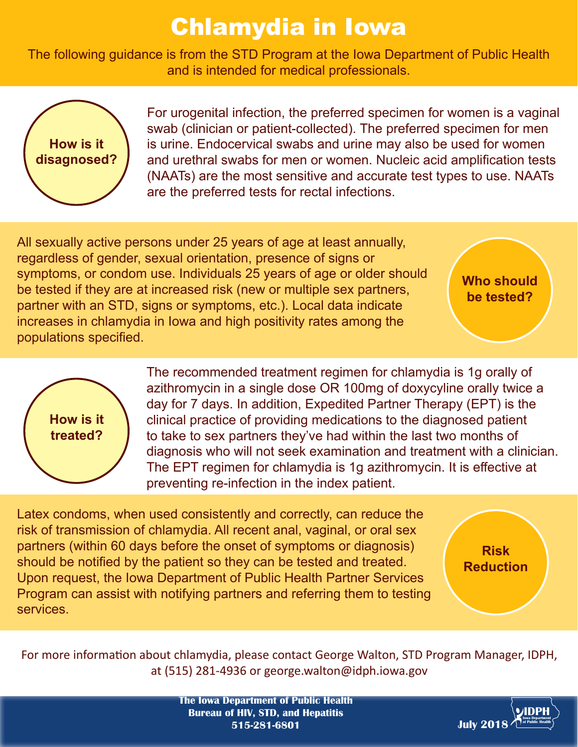# Chlamydia in Iowa

The following guidance is from the STD Program at the Iowa Department of Public Health and is intended for medical professionals.

## How is it disagnosed?

For urogenital infection, the preferred specimen for women is a vaginal swab (clinician or patient-collected). The preferred specimen for men is urine. Endocervical swabs and urine may also be used for women and urethral swabs for men or women. Nucleic acid amplification tests (NAATs) are the most sensitive and accurate test types to use. NAATs are the preferred tests for rectal infections.

## Who should be tested?

All sexually active persons under 25 years of age at least annually, regardless of gender, sexual orientation, presence of signs or symptoms, or condom use. Individuals 25 years of age or older should be tested if they are at increased risk (new or multiple sex partners, partner with an STD, signs or symptoms, etc.). Local data indicate increases in chlamydia in Iowa and high positivity rates among the populations specified.

## How is it treated?

The recommended treatment regimen for chlamydia is 1g orally of azithromycin in a single dose OR 100mg of doxycyline orally twice a day for 7 days. In addition, Expedited Partner Therapy (EPT) is the clinical practice of providing medications to the diagnosed patient to take to sex partners they've had within the last two months of diagnosis who will not seek examination and treatment with a clinician. The EPT regimen for chlamydia is 1g azithromycin. It is effective at preventing re-infection in the index patient.

## Risk Reduction

Latex condoms, when used consistently and correctly, can reduce the risk of transmission of chlamydia. All recent anal, vaginal, or oral sex partners (within 60 days before the onset of symptoms or diagnosis) should be notified by the patient so they can be tested and treated. Upon request, the Iowa Department of Public Health Partner Services Program can assist with notifying partners and referring them to testing services.

For more information about chlamydia, please contact George Walton, STD Program Manager, IDPH, at (515) 281-4936 or george.walton@idph.iowa.gov

**The Iowa Department of Public Health**
**Bureau of HIV, STD, and Hepatitis**
**515-281-6801**

**July 2018**